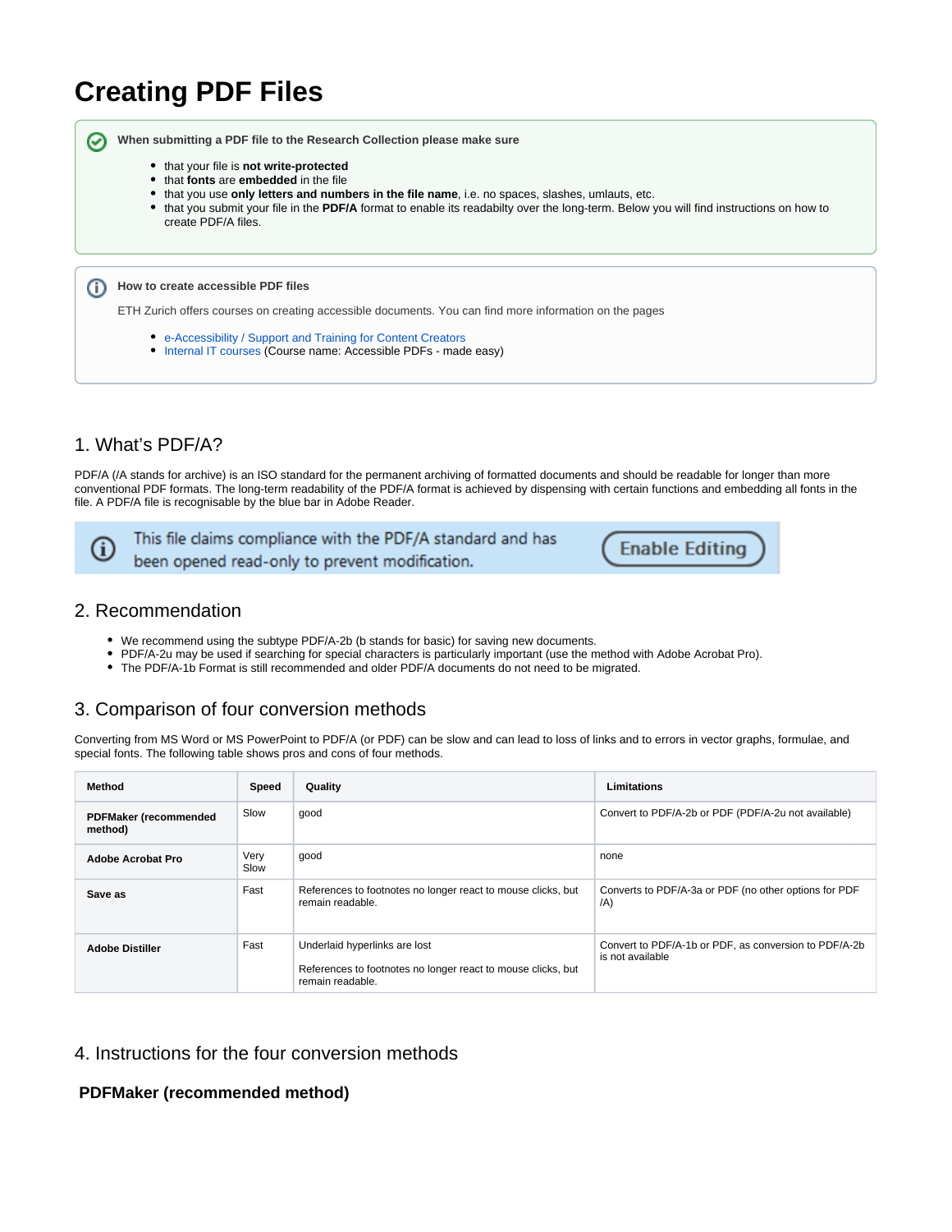# Creating PDF Files

**When submitting a PDF file to the Research Collection please make sure**

- that your file is **not write-protected**
- that **fonts** are **embedded** in the file
- that you use **only letters and numbers in the file name**, i.e. no spaces, slashes, umlauts, etc.
- that you submit your file in the **PDF/A** format to enable its readabilty over the long-term. Below you will find instructions on how to create PDF/A files.

**How to create accessible PDF files**

ETH Zurich offers courses on creating accessible documents. You can find more information on the pages

- e-Accessibility / Support and Training for Content Creators
- Internal IT courses (Course name: Accessible PDFs - made easy)

## 1. What's PDF/A?

PDF/A (/A stands for archive) is an ISO standard for the permanent archiving of formatted documents and should be readable for longer than more conventional PDF formats. The long-term readability of the PDF/A format is achieved by dispensing with certain functions and embedding all fonts in the file. A PDF/A file is recognisable by the blue bar in Adobe Reader.

This file claims compliance with the PDF/A standard and has been opened read-only to prevent modification. Enable Editing

## 2. Recommendation

- We recommend using the subtype PDF/A-2b (b stands for basic) for saving new documents.
- PDF/A-2u may be used if searching for special characters is particularly important (use the method with Adobe Acrobat Pro).
- The PDF/A-1b Format is still recommended and older PDF/A documents do not need to be migrated.

## 3. Comparison of four conversion methods

Converting from MS Word or MS PowerPoint to PDF/A (or PDF) can be slow and can lead to loss of links and to errors in vector graphs, formulae, and special fonts. The following table shows pros and cons of four methods.

| Method | Speed | Quality | Limitations |
|---|---|---|---|
| **PDFMaker (recommended method)** | Slow | good | Convert to PDF/A-2b or PDF (PDF/A-2u not available) |
| **Adobe Acrobat Pro** | Very Slow | good | none |
| **Save as** | Fast | References to footnotes no longer react to mouse clicks, but remain readable. | Converts to PDF/A-3a or PDF (no other options for PDF /A) |
| **Adobe Distiller** | Fast | Underlaid hyperlinks are lost<br><br>References to footnotes no longer react to mouse clicks, but remain readable. | Convert to PDF/A-1b or PDF, as conversion to PDF/A-2b is not available |

## 4. Instructions for the four conversion methods

### PDFMaker (recommended method)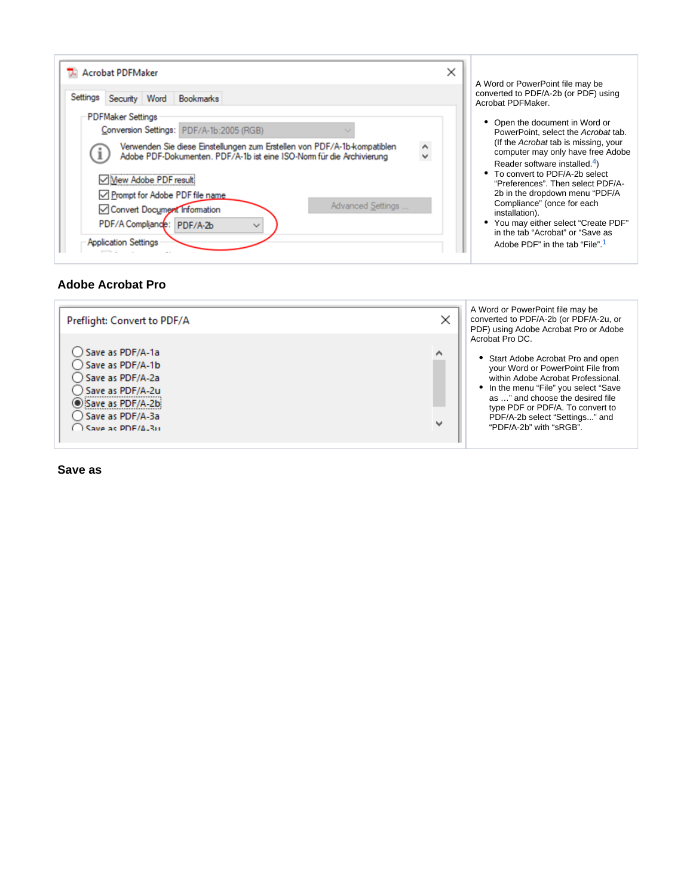| | A Word or PowerPoint file may be converted to PDF/A-2b (or PDF) using Acrobat PDFMaker.<br><br>• Open the document in Word or PowerPoint, select the *Acrobat* tab. (If the *Acrobat* tab is missing, your computer may only have free Adobe Reader software installed.[4])<br>• To convert to PDF/A-2b select "Preferences". Then select PDF/A-2b in the dropdown menu "PDF/A Compliance" (once for each installation).<br>• You may either select "Create PDF" in the tab "Acrobat" or "Save as Adobe PDF" in the tab "File".[1] |
|---|---|

## Adobe Acrobat Pro

| | A Word or PowerPoint file may be converted to PDF/A-2b (or PDF/A-2u, or PDF) using Adobe Acrobat Pro or Adobe Acrobat Pro DC.<br><br>• Start Adobe Acrobat Pro and open your Word or PowerPoint File from within Adobe Acrobat Professional.<br>• In the menu "File" you select "Save as …" and choose the desired file type PDF or PDF/A. To convert to PDF/A-2b select "Settings..." and "PDF/A-2b" with "sRGB". |
|---|---|

## Save as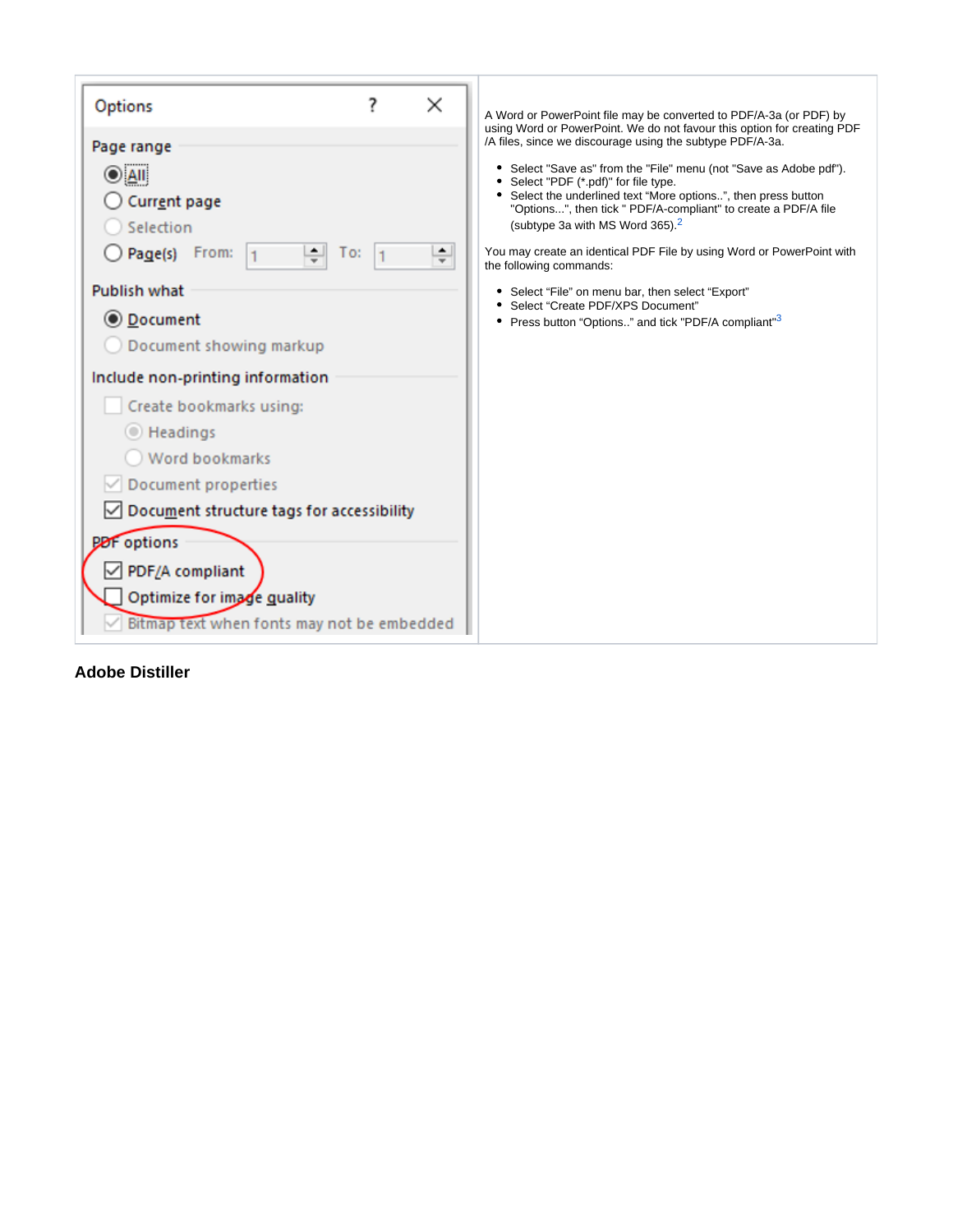| Options dialog (screenshot) | A Word or PowerPoint file may be converted to PDF/A-3a (or PDF) by using Word or PowerPoint. We do not favour this option for creating PDF/A files, since we discourage using the subtype PDF/A-3a.<br><br>• Select "Save as" from the "File" menu (not "Save as Adobe pdf").<br>• Select "PDF (*.pdf)" for file type.<br>• Select the underlined text "More options..", then press button "Options...", then tick " PDF/A-compliant" to create a PDF/A file (subtype 3a with MS Word 365).[2]<br><br>You may create an identical PDF File by using Word or PowerPoint with the following commands:<br><br>• Select "File" on menu bar, then select "Export"<br>• Select "Create PDF/XPS Document"<br>• Press button "Options.." and tick "PDF/A compliant"[3] |
| --- | --- |

## Adobe Distiller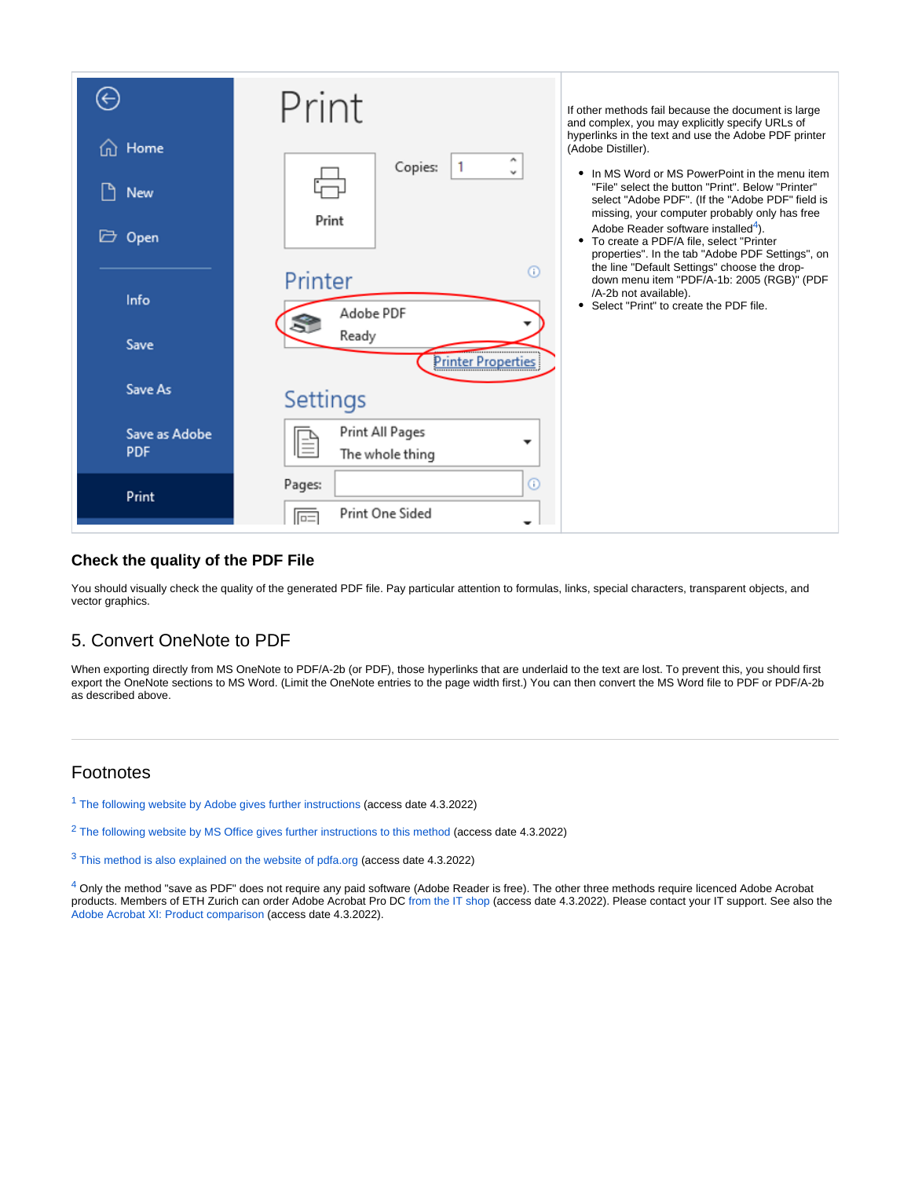If other methods fail because the document is large and complex, you may explicitly specify URLs of hyperlinks in the text and use the Adobe PDF printer (Adobe Distiller).

- In MS Word or MS PowerPoint in the menu item "File" select the button "Print". Below "Printer" select "Adobe PDF". (If the "Adobe PDF" field is missing, your computer probably only has free Adobe Reader software installed[4]).
- To create a PDF/A file, select "Printer properties". In the tab "Adobe PDF Settings", on the line "Default Settings" choose the drop-down menu item "PDF/A-1b: 2005 (RGB)" (PDF /A-2b not available).
- Select "Print" to create the PDF file.

### Check the quality of the PDF File

You should visually check the quality of the generated PDF file. Pay particular attention to formulas, links, special characters, transparent objects, and vector graphics.

## 5. Convert OneNote to PDF

When exporting directly from MS OneNote to PDF/A-2b (or PDF), those hyperlinks that are underlaid to the text are lost. To prevent this, you should first export the OneNote sections to MS Word. (Limit the OneNote entries to the page width first.) You can then convert the MS Word file to PDF or PDF/A-2b as described above.

---

## Footnotes

[1] The following website by Adobe gives further instructions (access date 4.3.2022)

[2] The following website by MS Office gives further instructions to this method (access date 4.3.2022)

[3] This method is also explained on the website of pdfa.org (access date 4.3.2022)

[4] Only the method "save as PDF" does not require any paid software (Adobe Reader is free). The other three methods require licenced Adobe Acrobat products. Members of ETH Zurich can order Adobe Acrobat Pro DC from the IT shop (access date 4.3.2022). Please contact your IT support. See also the Adobe Acrobat XI: Product comparison (access date 4.3.2022).